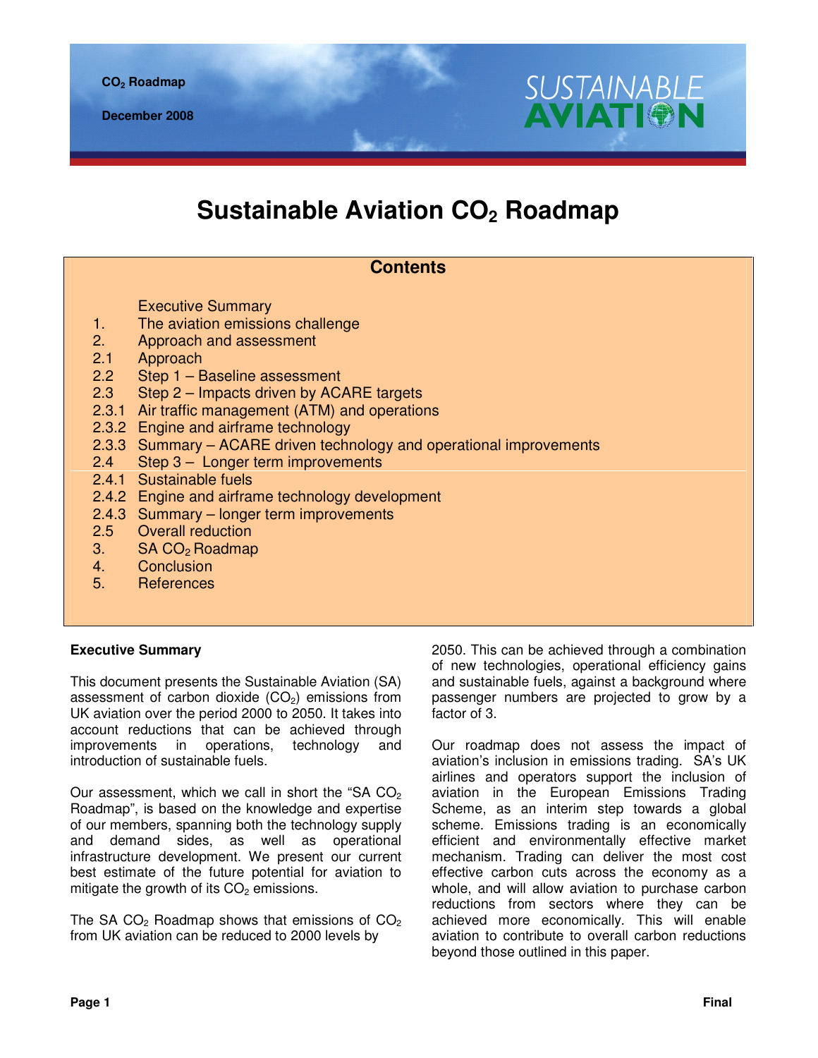# Sustainable Aviation $CO_2$ Roadmap

## Contents

- Executive Summary
- 1. The aviation emissions challenge
- 2. Approach and assessment
- 2.1 Approach
- 2.2 Step 1 – Baseline assessment
- 2.3 Step 2 – Impacts driven by ACARE targets
- 2.3.1 Air traffic management (ATM) and operations
- 2.3.2 Engine and airframe technology
- 2.3.3 Summary – ACARE driven technology and operational improvements
- 2.4 Step 3 – Longer term improvements
- 2.4.1 Sustainable fuels
- 2.4.2 Engine and airframe technology development
- 2.4.3 Summary – longer term improvements
- 2.5 Overall reduction
- 3. SA $CO_2$ Roadmap
- 4. Conclusion
- 5. References

**Executive Summary**

This document presents the Sustainable Aviation (SA) assessment of carbon dioxide ($CO_2$) emissions from UK aviation over the period 2000 to 2050. It takes into account reductions that can be achieved through improvements in operations, technology and introduction of sustainable fuels.

Our assessment, which we call in short the "SA $CO_2$ Roadmap", is based on the knowledge and expertise of our members, spanning both the technology supply and demand sides, as well as operational infrastructure development. We present our current best estimate of the future potential for aviation to mitigate the growth of its $CO_2$ emissions.

The SA $CO_2$ Roadmap shows that emissions of $CO_2$ from UK aviation can be reduced to 2000 levels by 2050. This can be achieved through a combination of new technologies, operational efficiency gains and sustainable fuels, against a background where passenger numbers are projected to grow by a factor of 3.

Our roadmap does not assess the impact of aviation's inclusion in emissions trading. SA's UK airlines and operators support the inclusion of aviation in the European Emissions Trading Scheme, as an interim step towards a global scheme. Emissions trading is an economically efficient and environmentally effective market mechanism. Trading can deliver the most cost effective carbon cuts across the economy as a whole, and will allow aviation to purchase carbon reductions from sectors where they can be achieved more economically. This will enable aviation to contribute to overall carbon reductions beyond those outlined in this paper.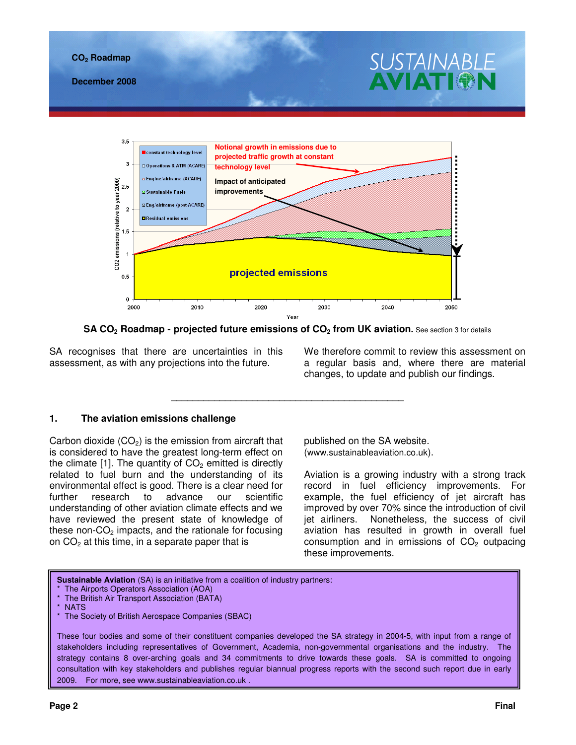**SA $CO_2$ Roadmap - projected future emissions of $CO_2$ from UK aviation.** See section 3 for details

SA recognises that there are uncertainties in this assessment, as with any projections into the future.

We therefore commit to review this assessment on a regular basis and, where there are material changes, to update and publish our findings.

---

## 1. The aviation emissions challenge

Carbon dioxide ($CO_2$) is the emission from aircraft that is considered to have the greatest long-term effect on the climate [1]. The quantity of $CO_2$ emitted is directly related to fuel burn and the understanding of its environmental effect is good. There is a clear need for further research to advance our scientific understanding of other aviation climate effects and we have reviewed the present state of knowledge of these non-$CO_2$ impacts, and the rationale for focusing on $CO_2$ at this time, in a separate paper that is published on the SA website. (www.sustainableaviation.co.uk).

Aviation is a growing industry with a strong track record in fuel efficiency improvements. For example, the fuel efficiency of jet aircraft has improved by over 70% since the introduction of civil jet airliners. Nonetheless, the success of civil aviation has resulted in growth in overall fuel consumption and in emissions of $CO_2$ outpacing these improvements.

**Sustainable Aviation** (SA) is an initiative from a coalition of industry partners:

* The Airports Operators Association (AOA)
* The British Air Transport Association (BATA)
* NATS
* The Society of British Aerospace Companies (SBAC)

These four bodies and some of their constituent companies developed the SA strategy in 2004-5, with input from a range of stakeholders including representatives of Government, Academia, non-governmental organisations and the industry. The strategy contains 8 over-arching goals and 34 commitments to drive towards these goals. SA is committed to ongoing consultation with key stakeholders and publishes regular biannual progress reports with the second such report due in early 2009. For more, see www.sustainableaviation.co.uk .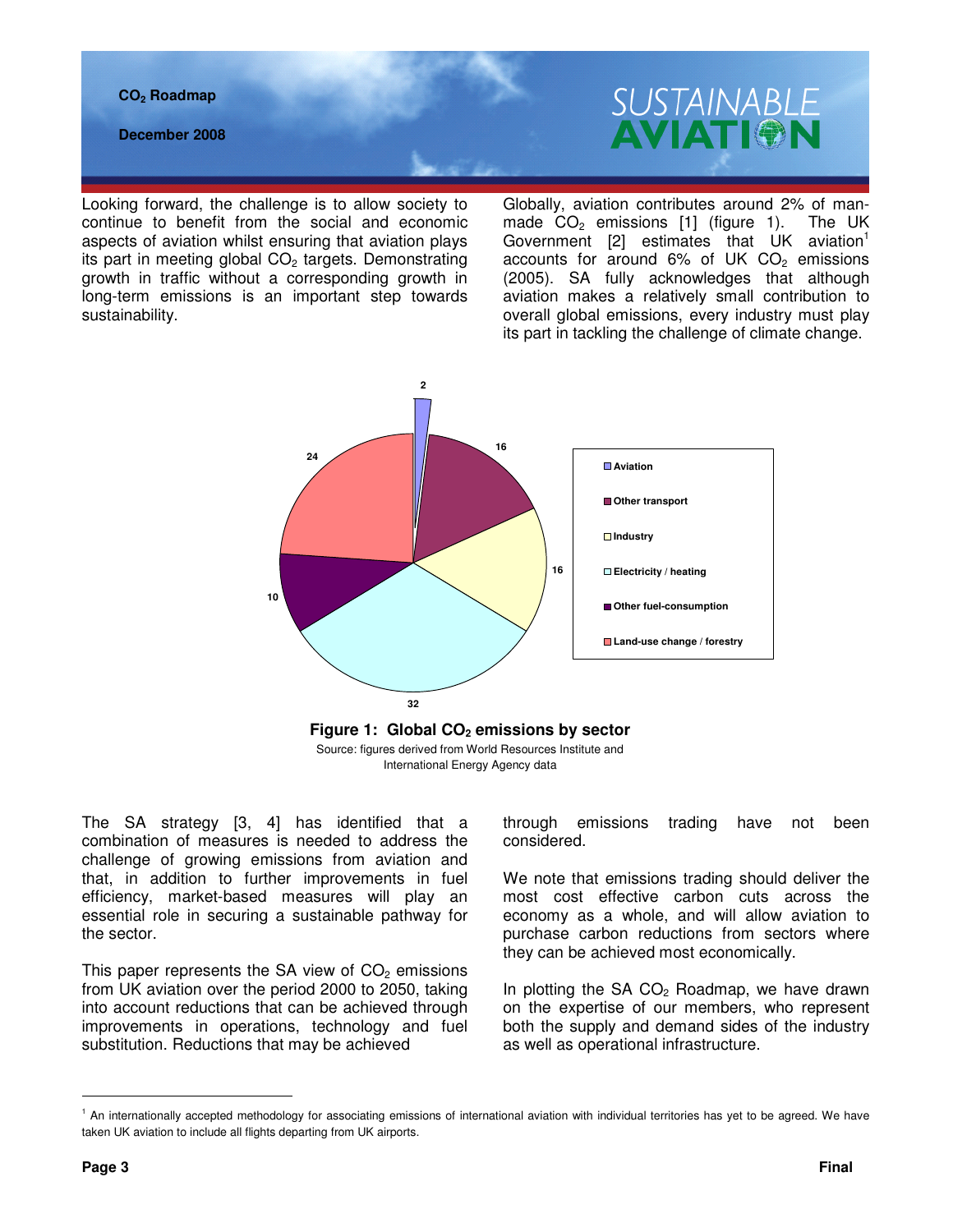Looking forward, the challenge is to allow society to continue to benefit from the social and economic aspects of aviation whilst ensuring that aviation plays its part in meeting global $CO_2$ targets. Demonstrating growth in traffic without a corresponding growth in long-term emissions is an important step towards sustainability.

Globally, aviation contributes around 2% of man-made $CO_2$ emissions [1] (figure 1). The UK Government [2] estimates that UK aviation[1] accounts for around 6% of UK $CO_2$ emissions (2005). SA fully acknowledges that although aviation makes a relatively small contribution to overall global emissions, every industry must play its part in tackling the challenge of climate change.

| Sector | Share |
|---|---|
| Aviation | 2 |
| Other transport | 16 |
| Industry | 16 |
| Electricity / heating | 32 |
| Other fuel-consumption | 10 |
| Land-use change / forestry | 24 |

**Figure 1: Global $CO_2$ emissions by sector**

Source: figures derived from World Resources Institute and International Energy Agency data

The SA strategy [3, 4] has identified that a combination of measures is needed to address the challenge of growing emissions from aviation and that, in addition to further improvements in fuel efficiency, market-based measures will play an essential role in securing a sustainable pathway for the sector.

This paper represents the SA view of $CO_2$ emissions from UK aviation over the period 2000 to 2050, taking into account reductions that can be achieved through improvements in operations, technology and fuel substitution. Reductions that may be achieved through emissions trading have not been considered.

We note that emissions trading should deliver the most cost effective carbon cuts across the economy as a whole, and will allow aviation to purchase carbon reductions from sectors where they can be achieved most economically.

In plotting the SA $CO_2$ Roadmap, we have drawn on the expertise of our members, who represent both the supply and demand sides of the industry as well as operational infrastructure.

[1] An internationally accepted methodology for associating emissions of international aviation with individual territories has yet to be agreed. We have taken UK aviation to include all flights departing from UK airports.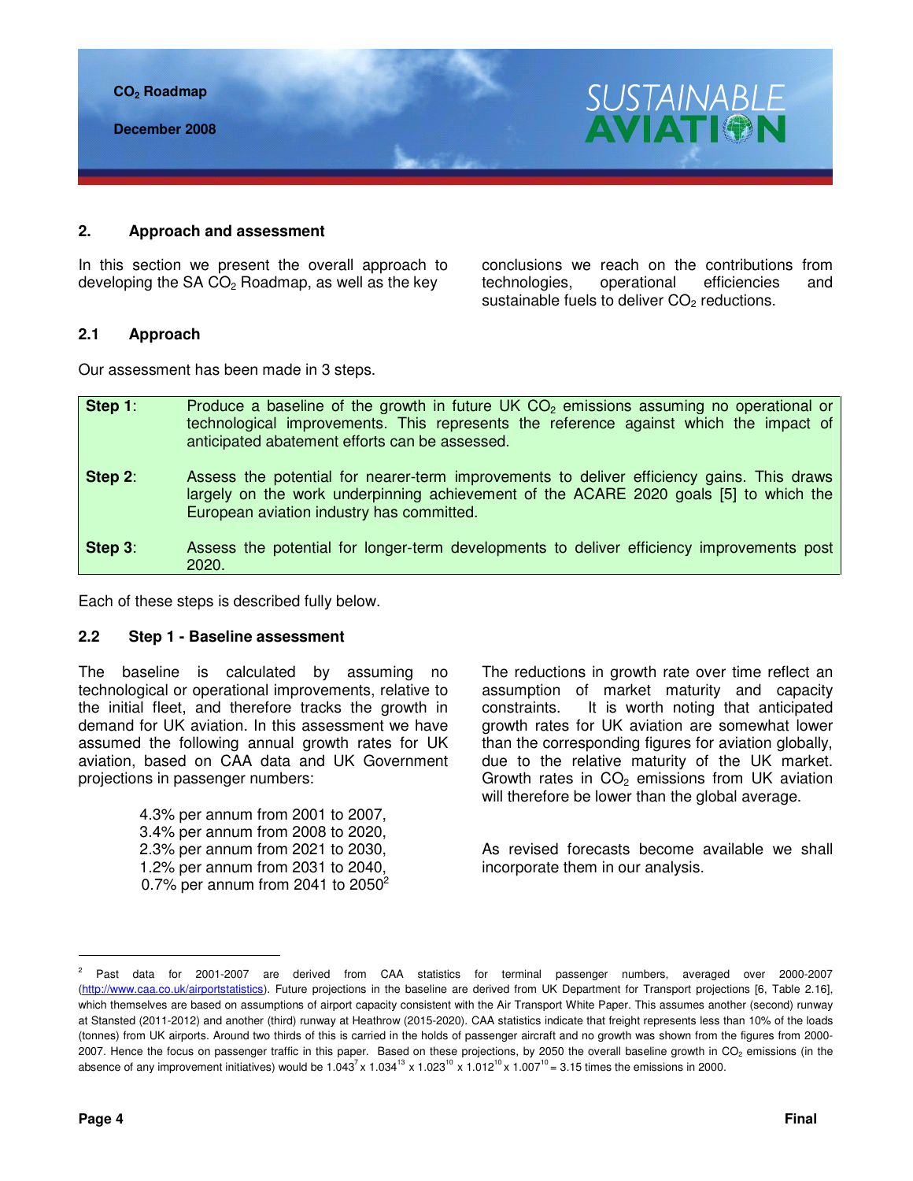## 2. Approach and assessment

In this section we present the overall approach to developing the SA $CO_2$ Roadmap, as well as the key conclusions we reach on the contributions from technologies, operational efficiencies and sustainable fuels to deliver $CO_2$ reductions.

### 2.1 Approach

Our assessment has been made in 3 steps.

| | |
|---|---|
| **Step 1**: | Produce a baseline of the growth in future UK $CO_2$ emissions assuming no operational or technological improvements. This represents the reference against which the impact of anticipated abatement efforts can be assessed. |
| **Step 2**: | Assess the potential for nearer-term improvements to deliver efficiency gains. This draws largely on the work underpinning achievement of the ACARE 2020 goals [5] to which the European aviation industry has committed. |
| **Step 3**: | Assess the potential for longer-term developments to deliver efficiency improvements post 2020. |

Each of these steps is described fully below.

### 2.2 Step 1 - Baseline assessment

The baseline is calculated by assuming no technological or operational improvements, relative to the initial fleet, and therefore tracks the growth in demand for UK aviation. In this assessment we have assumed the following annual growth rates for UK aviation, based on CAA data and UK Government projections in passenger numbers:

4.3% per annum from 2001 to 2007,
3.4% per annum from 2008 to 2020,
2.3% per annum from 2021 to 2030,
1.2% per annum from 2031 to 2040,
0.7% per annum from 2041 to 2050[2]

The reductions in growth rate over time reflect an assumption of market maturity and capacity constraints. It is worth noting that anticipated growth rates for UK aviation are somewhat lower than the corresponding figures for aviation globally, due to the relative maturity of the UK market. Growth rates in $CO_2$ emissions from UK aviation will therefore be lower than the global average.

As revised forecasts become available we shall incorporate them in our analysis.

---

[2] Past data for 2001-2007 are derived from CAA statistics for terminal passenger numbers, averaged over 2000-2007 (http://www.caa.co.uk/airportstatistics). Future projections in the baseline are derived from UK Department for Transport projections [6, Table 2.16], which themselves are based on assumptions of airport capacity consistent with the Air Transport White Paper. This assumes another (second) runway at Stansted (2011-2012) and another (third) runway at Heathrow (2015-2020). CAA statistics indicate that freight represents less than 10% of the loads (tonnes) from UK airports. Around two thirds of this is carried in the holds of passenger aircraft and no growth was shown from the figures from 2000-2007. Hence the focus on passenger traffic in this paper. Based on these projections, by 2050 the overall baseline growth in $CO_2$ emissions (in the absence of any improvement initiatives) would be $1.043^7 \times 1.034^{13} \times 1.023^{10} \times 1.012^{10} \times 1.007^{10} = 3.15$ times the emissions in 2000.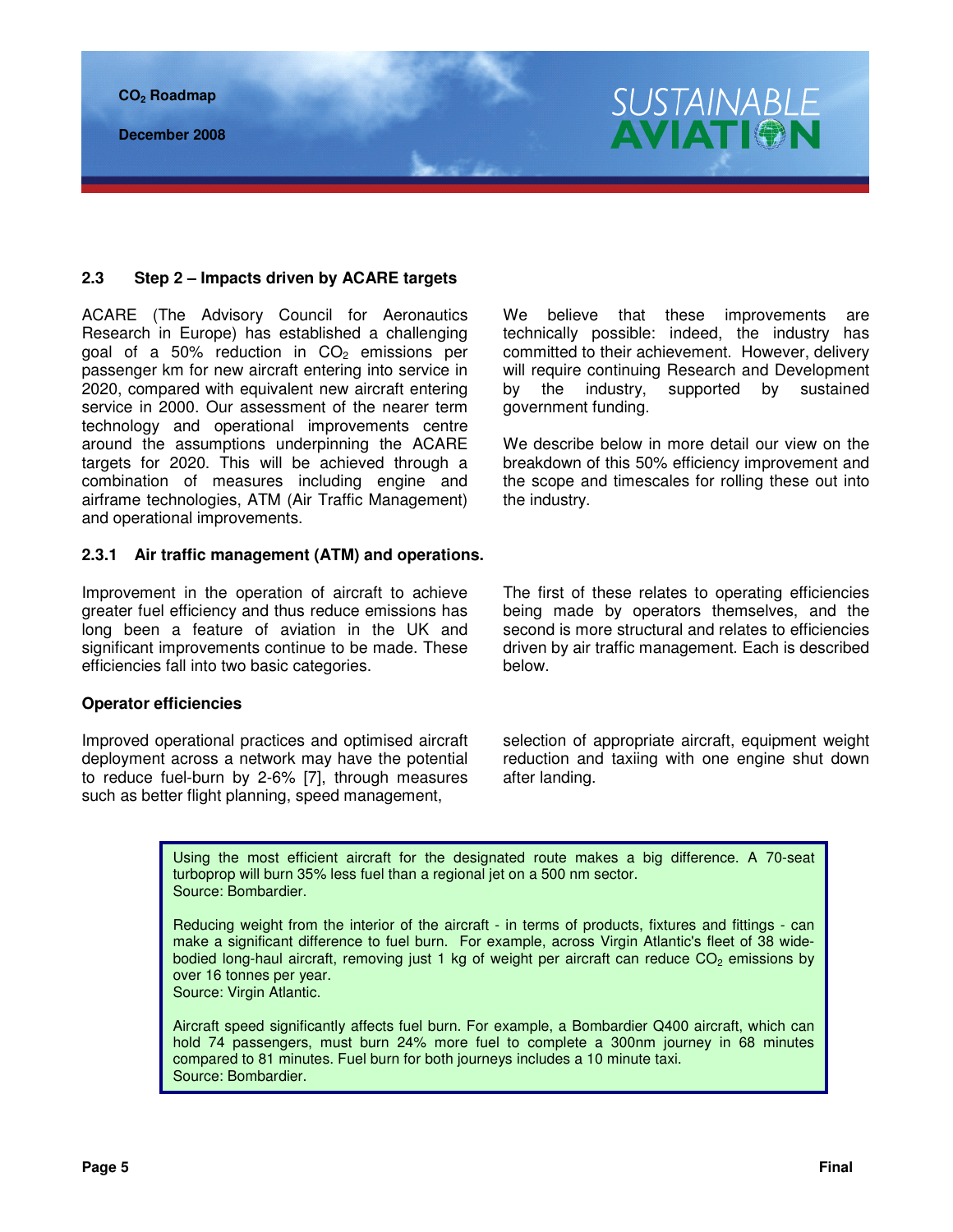### 2.3 Step 2 – Impacts driven by ACARE targets

ACARE (The Advisory Council for Aeronautics Research in Europe) has established a challenging goal of a 50% reduction in $CO_2$ emissions per passenger km for new aircraft entering into service in 2020, compared with equivalent new aircraft entering service in 2000. Our assessment of the nearer term technology and operational improvements centre around the assumptions underpinning the ACARE targets for 2020. This will be achieved through a combination of measures including engine and airframe technologies, ATM (Air Traffic Management) and operational improvements.

We believe that these improvements are technically possible: indeed, the industry has committed to their achievement. However, delivery will require continuing Research and Development by the industry, supported by sustained government funding.

We describe below in more detail our view on the breakdown of this 50% efficiency improvement and the scope and timescales for rolling these out into the industry.

#### 2.3.1 Air traffic management (ATM) and operations.

Improvement in the operation of aircraft to achieve greater fuel efficiency and thus reduce emissions has long been a feature of aviation in the UK and significant improvements continue to be made. These efficiencies fall into two basic categories.

The first of these relates to operating efficiencies being made by operators themselves, and the second is more structural and relates to efficiencies driven by air traffic management. Each is described below.

**Operator efficiencies**

Improved operational practices and optimised aircraft deployment across a network may have the potential to reduce fuel-burn by 2-6% [7], through measures such as better flight planning, speed management, selection of appropriate aircraft, equipment weight reduction and taxiing with one engine shut down after landing.

> Using the most efficient aircraft for the designated route makes a big difference. A 70-seat turboprop will burn 35% less fuel than a regional jet on a 500 nm sector.
> Source: Bombardier.
>
> Reducing weight from the interior of the aircraft - in terms of products, fixtures and fittings - can make a significant difference to fuel burn. For example, across Virgin Atlantic's fleet of 38 wide-bodied long-haul aircraft, removing just 1 kg of weight per aircraft can reduce $CO_2$ emissions by over 16 tonnes per year.
> Source: Virgin Atlantic.
>
> Aircraft speed significantly affects fuel burn. For example, a Bombardier Q400 aircraft, which can hold 74 passengers, must burn 24% more fuel to complete a 300nm journey in 68 minutes compared to 81 minutes. Fuel burn for both journeys includes a 10 minute taxi.
> Source: Bombardier.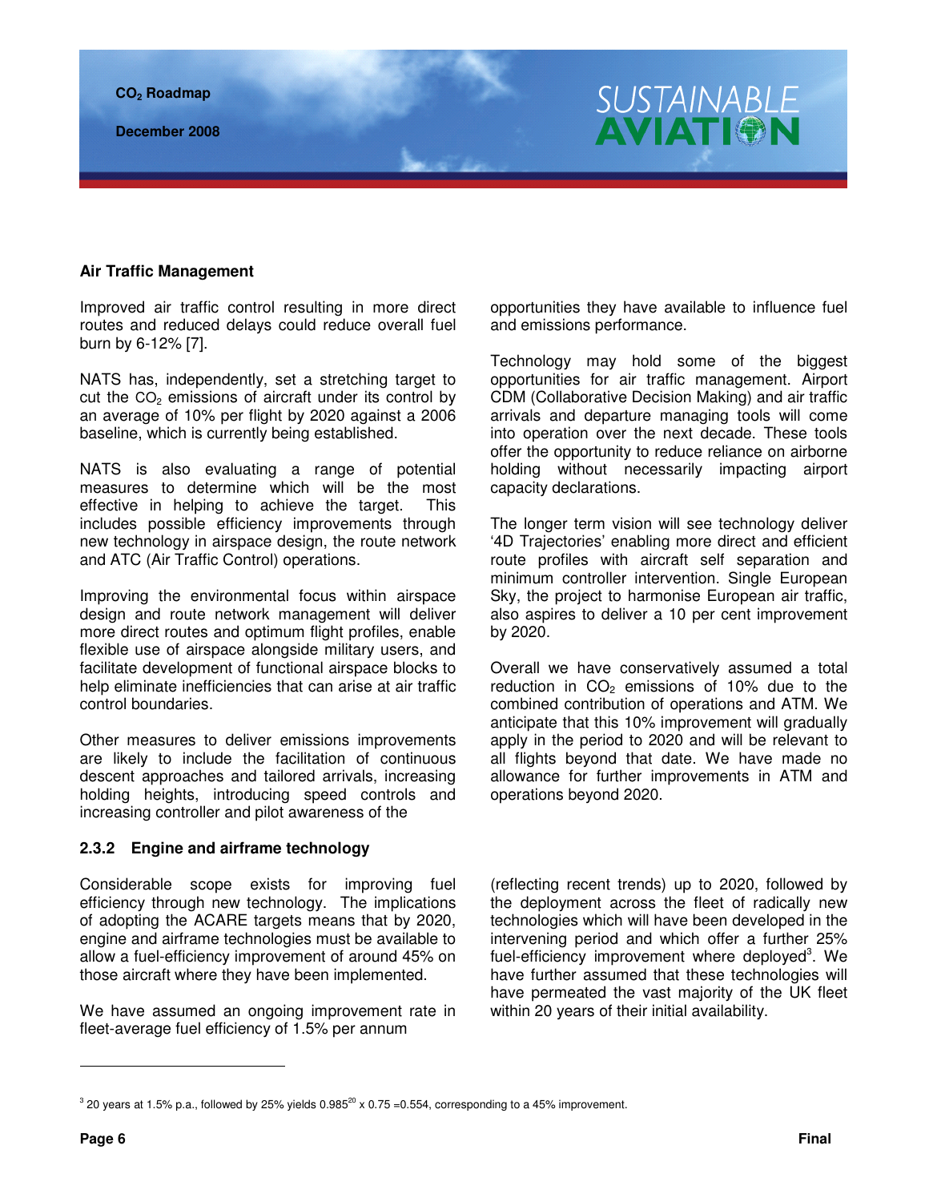**Air Traffic Management**

Improved air traffic control resulting in more direct routes and reduced delays could reduce overall fuel burn by 6-12% [7].

NATS has, independently, set a stretching target to cut the $CO_2$ emissions of aircraft under its control by an average of 10% per flight by 2020 against a 2006 baseline, which is currently being established.

NATS is also evaluating a range of potential measures to determine which will be the most effective in helping to achieve the target. This includes possible efficiency improvements through new technology in airspace design, the route network and ATC (Air Traffic Control) operations.

Improving the environmental focus within airspace design and route network management will deliver more direct routes and optimum flight profiles, enable flexible use of airspace alongside military users, and facilitate development of functional airspace blocks to help eliminate inefficiencies that can arise at air traffic control boundaries.

Other measures to deliver emissions improvements are likely to include the facilitation of continuous descent approaches and tailored arrivals, increasing holding heights, introducing speed controls and increasing controller and pilot awareness of the opportunities they have available to influence fuel and emissions performance.

Technology may hold some of the biggest opportunities for air traffic management. Airport CDM (Collaborative Decision Making) and air traffic arrivals and departure managing tools will come into operation over the next decade. These tools offer the opportunity to reduce reliance on airborne holding without necessarily impacting airport capacity declarations.

The longer term vision will see technology deliver '4D Trajectories' enabling more direct and efficient route profiles with aircraft self separation and minimum controller intervention. Single European Sky, the project to harmonise European air traffic, also aspires to deliver a 10 per cent improvement by 2020.

Overall we have conservatively assumed a total reduction in $CO_2$ emissions of 10% due to the combined contribution of operations and ATM. We anticipate that this 10% improvement will gradually apply in the period to 2020 and will be relevant to all flights beyond that date. We have made no allowance for further improvements in ATM and operations beyond 2020.

### 2.3.2 Engine and airframe technology

Considerable scope exists for improving fuel efficiency through new technology. The implications of adopting the ACARE targets means that by 2020, engine and airframe technologies must be available to allow a fuel-efficiency improvement of around 45% on those aircraft where they have been implemented.

We have assumed an ongoing improvement rate in fleet-average fuel efficiency of 1.5% per annum (reflecting recent trends) up to 2020, followed by the deployment across the fleet of radically new technologies which will have been developed in the intervening period and which offer a further 25% fuel-efficiency improvement where deployed[3]. We have further assumed that these technologies will have permeated the vast majority of the UK fleet within 20 years of their initial availability.

---

[3] 20 years at 1.5% p.a., followed by 25% yields $0.985^{20} \times 0.75 = 0.554$, corresponding to a 45% improvement.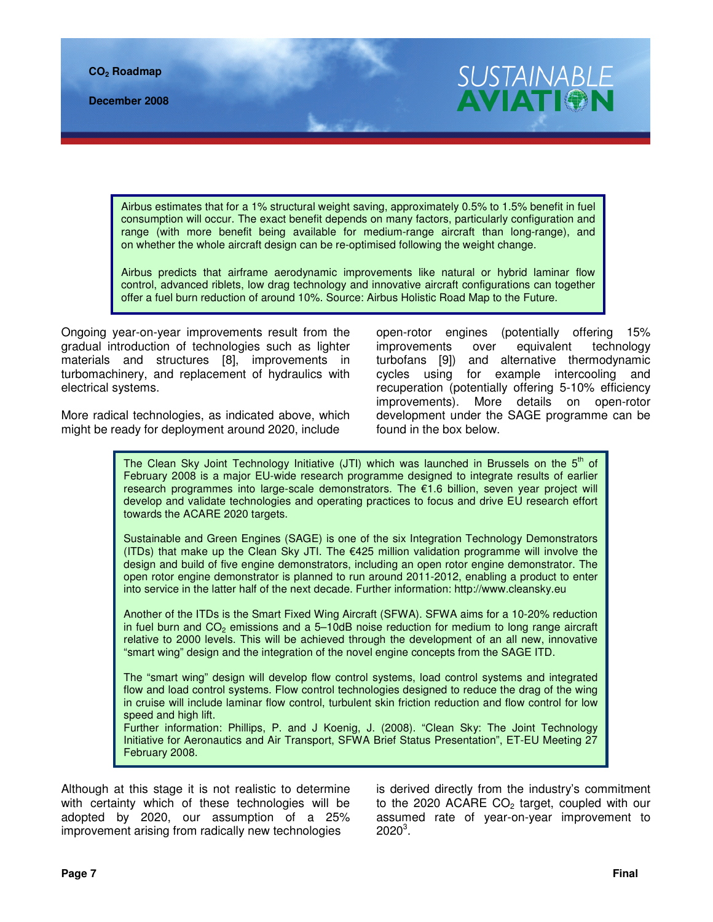Airbus estimates that for a 1% structural weight saving, approximately 0.5% to 1.5% benefit in fuel consumption will occur. The exact benefit depends on many factors, particularly configuration and range (with more benefit being available for medium-range aircraft than long-range), and on whether the whole aircraft design can be re-optimised following the weight change.

Airbus predicts that airframe aerodynamic improvements like natural or hybrid laminar flow control, advanced riblets, low drag technology and innovative aircraft configurations can together offer a fuel burn reduction of around 10%. Source: Airbus Holistic Road Map to the Future.

Ongoing year-on-year improvements result from the gradual introduction of technologies such as lighter materials and structures [8], improvements in turbomachinery, and replacement of hydraulics with electrical systems.

More radical technologies, as indicated above, which might be ready for deployment around 2020, include open-rotor engines (potentially offering 15% improvements over equivalent technology turbofans [9]) and alternative thermodynamic cycles using for example intercooling and recuperation (potentially offering 5-10% efficiency improvements). More details on open-rotor development under the SAGE programme can be found in the box below.

The Clean Sky Joint Technology Initiative (JTI) which was launched in Brussels on the 5th of February 2008 is a major EU-wide research programme designed to integrate results of earlier research programmes into large-scale demonstrators. The €1.6 billion, seven year project will develop and validate technologies and operating practices to focus and drive EU research effort towards the ACARE 2020 targets.

Sustainable and Green Engines (SAGE) is one of the six Integration Technology Demonstrators (ITDs) that make up the Clean Sky JTI. The €425 million validation programme will involve the design and build of five engine demonstrators, including an open rotor engine demonstrator. The open rotor engine demonstrator is planned to run around 2011-2012, enabling a product to enter into service in the latter half of the next decade. Further information: http://www.cleansky.eu

Another of the ITDs is the Smart Fixed Wing Aircraft (SFWA). SFWA aims for a 10-20% reduction in fuel burn and $CO_2$ emissions and a 5–10dB noise reduction for medium to long range aircraft relative to 2000 levels. This will be achieved through the development of an all new, innovative "smart wing" design and the integration of the novel engine concepts from the SAGE ITD.

The "smart wing" design will develop flow control systems, load control systems and integrated flow and load control systems. Flow control technologies designed to reduce the drag of the wing in cruise will include laminar flow control, turbulent skin friction reduction and flow control for low speed and high lift.
Further information: Phillips, P. and J Koenig, J. (2008). "Clean Sky: The Joint Technology Initiative for Aeronautics and Air Transport, SFWA Brief Status Presentation", ET-EU Meeting 27 February 2008.

Although at this stage it is not realistic to determine with certainty which of these technologies will be adopted by 2020, our assumption of a 25% improvement arising from radically new technologies is derived directly from the industry's commitment to the 2020 ACARE $CO_2$ target, coupled with our assumed rate of year-on-year improvement to 2020[3].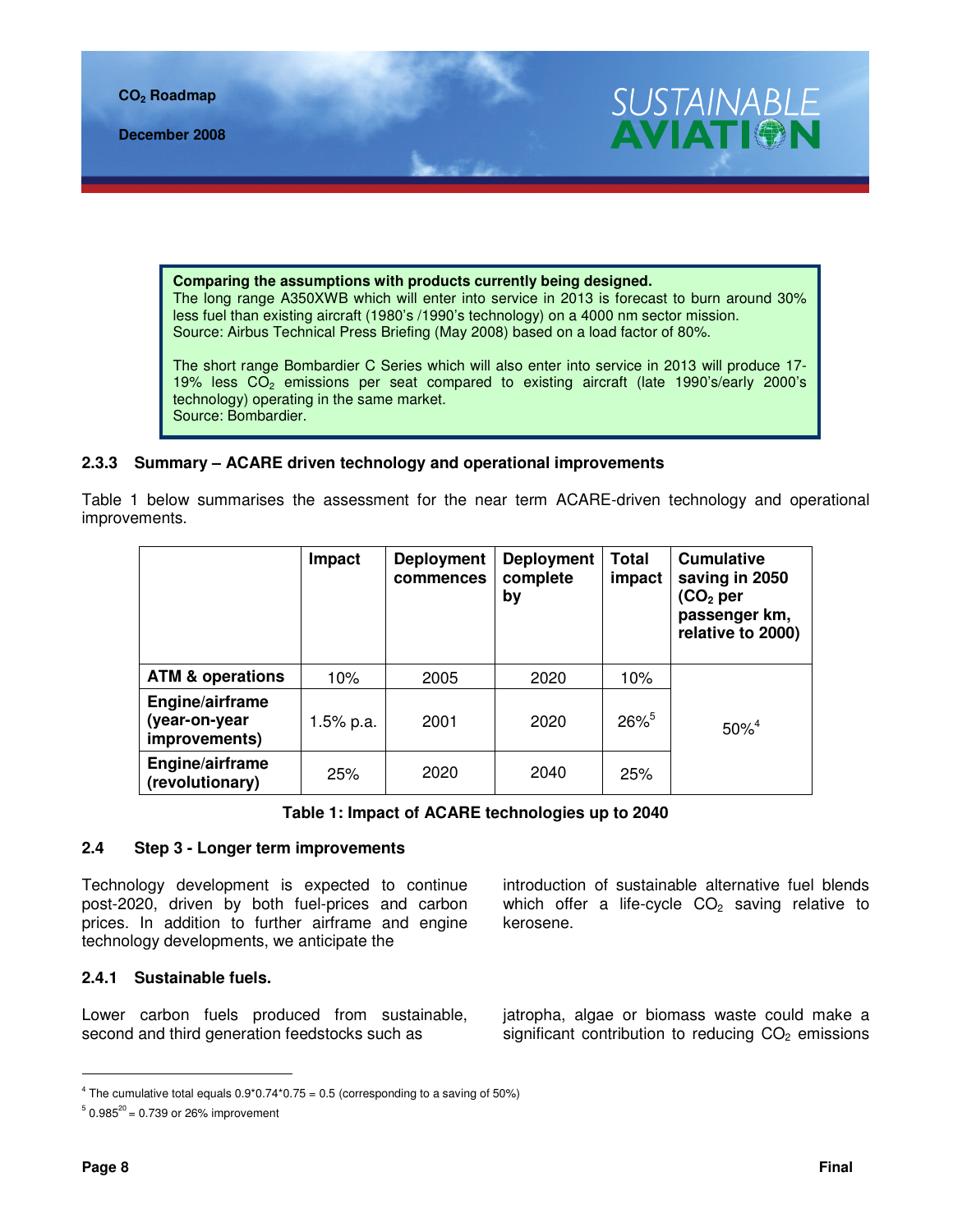**Comparing the assumptions with products currently being designed.**
The long range A350XWB which will enter into service in 2013 is forecast to burn around 30% less fuel than existing aircraft (1980's /1990's technology) on a 4000 nm sector mission.
Source: Airbus Technical Press Briefing (May 2008) based on a load factor of 80%.

The short range Bombardier C Series which will also enter into service in 2013 will produce 17-19% less $CO_2$ emissions per seat compared to existing aircraft (late 1990's/early 2000's technology) operating in the same market.
Source: Bombardier.

### 2.3.3 Summary – ACARE driven technology and operational improvements

Table 1 below summarises the assessment for the near term ACARE-driven technology and operational improvements.

| | Impact | Deployment commences | Deployment complete by | Total impact | Cumulative saving in 2050 ($CO_2$ per passenger km, relative to 2000) |
|---|---|---|---|---|---|
| **ATM & operations** | 10% | 2005 | 2020 | 10% | 50%[4] |
| **Engine/airframe (year-on-year improvements)** | 1.5% p.a. | 2001 | 2020 | 26%[5] | |
| **Engine/airframe (revolutionary)** | 25% | 2020 | 2040 | 25% | |

**Table 1: Impact of ACARE technologies up to 2040**

## 2.4 Step 3 - Longer term improvements

Technology development is expected to continue post-2020, driven by both fuel-prices and carbon prices. In addition to further airframe and engine technology developments, we anticipate the introduction of sustainable alternative fuel blends which offer a life-cycle $CO_2$ saving relative to kerosene.

### 2.4.1 Sustainable fuels.

Lower carbon fuels produced from sustainable, second and third generation feedstocks such as jatropha, algae or biomass waste could make a significant contribution to reducing $CO_2$ emissions

---

[4] The cumulative total equals $0.9*0.74*0.75 = 0.5$ (corresponding to a saving of 50%)

[5] $0.985^{20} = 0.739$ or 26% improvement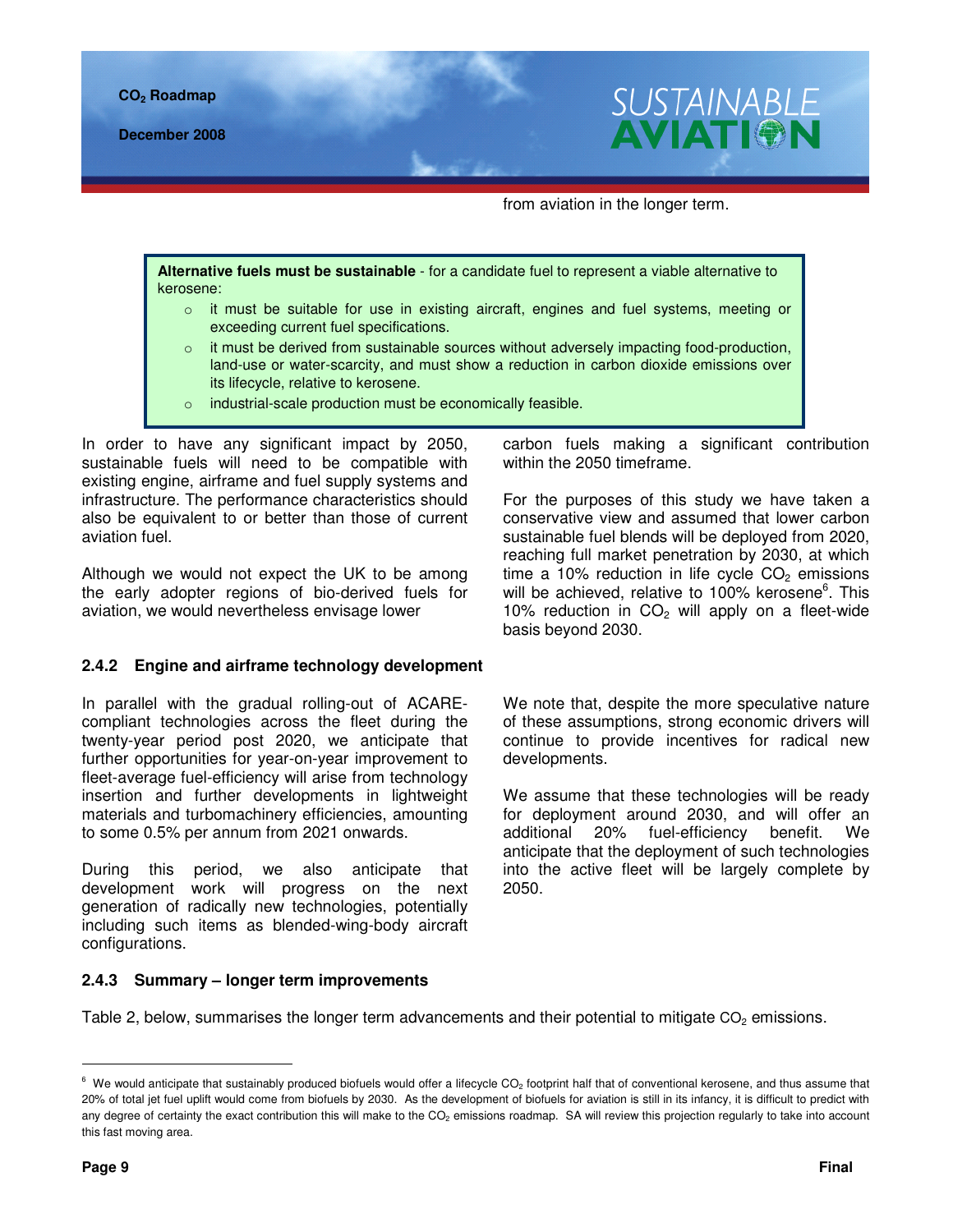from aviation in the longer term.

> **Alternative fuels must be sustainable** - for a candidate fuel to represent a viable alternative to kerosene:
>
> - it must be suitable for use in existing aircraft, engines and fuel systems, meeting or exceeding current fuel specifications.
> - it must be derived from sustainable sources without adversely impacting food-production, land-use or water-scarcity, and must show a reduction in carbon dioxide emissions over its lifecycle, relative to kerosene.
> - industrial-scale production must be economically feasible.

In order to have any significant impact by 2050, sustainable fuels will need to be compatible with existing engine, airframe and fuel supply systems and infrastructure. The performance characteristics should also be equivalent to or better than those of current aviation fuel.

Although we would not expect the UK to be among the early adopter regions of bio-derived fuels for aviation, we would nevertheless envisage lower carbon fuels making a significant contribution within the 2050 timeframe.

For the purposes of this study we have taken a conservative view and assumed that lower carbon sustainable fuel blends will be deployed from 2020, reaching full market penetration by 2030, at which time a 10% reduction in life cycle $CO_2$ emissions will be achieved, relative to 100% kerosene[6]. This 10% reduction in $CO_2$ will apply on a fleet-wide basis beyond 2030.

### 2.4.2 Engine and airframe technology development

In parallel with the gradual rolling-out of ACARE-compliant technologies across the fleet during the twenty-year period post 2020, we anticipate that further opportunities for year-on-year improvement to fleet-average fuel-efficiency will arise from technology insertion and further developments in lightweight materials and turbomachinery efficiencies, amounting to some 0.5% per annum from 2021 onwards.

During this period, we also anticipate that development work will progress on the next generation of radically new technologies, potentially including such items as blended-wing-body aircraft configurations.

We note that, despite the more speculative nature of these assumptions, strong economic drivers will continue to provide incentives for radical new developments.

We assume that these technologies will be ready for deployment around 2030, and will offer an additional 20% fuel-efficiency benefit. We anticipate that the deployment of such technologies into the active fleet will be largely complete by 2050.

### 2.4.3 Summary – longer term improvements

Table 2, below, summarises the longer term advancements and their potential to mitigate $CO_2$ emissions.

---

[6] We would anticipate that sustainably produced biofuels would offer a lifecycle $CO_2$ footprint half that of conventional kerosene, and thus assume that 20% of total jet fuel uplift would come from biofuels by 2030. As the development of biofuels for aviation is still in its infancy, it is difficult to predict with any degree of certainty the exact contribution this will make to the $CO_2$ emissions roadmap. SA will review this projection regularly to take into account this fast moving area.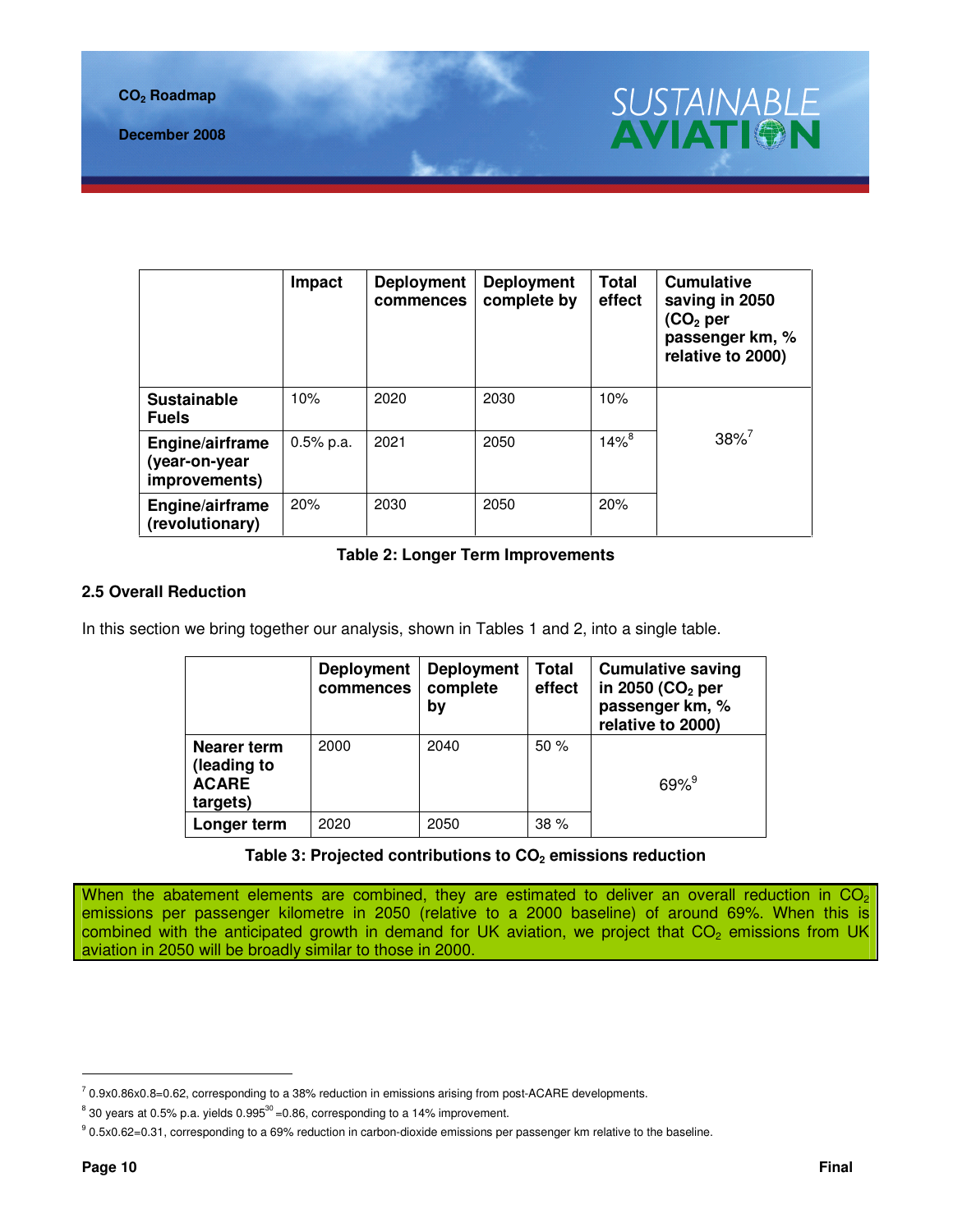| | Impact | Deployment commences | Deployment complete by | Total effect | Cumulative saving in 2050 ($CO_2$ per passenger km, % relative to 2000) |
|---|---|---|---|---|---|
| **Sustainable Fuels** | 10% | 2020 | 2030 | 10% | 38%[7] |
| **Engine/airframe (year-on-year improvements)** | 0.5% p.a. | 2021 | 2050 | 14%[8] | |
| **Engine/airframe (revolutionary)** | 20% | 2030 | 2050 | 20% | |

**Table 2: Longer Term Improvements**

### 2.5 Overall Reduction

In this section we bring together our analysis, shown in Tables 1 and 2, into a single table.

| | Deployment commences | Deployment complete by | Total effect | Cumulative saving in 2050 ($CO_2$ per passenger km, % relative to 2000) |
|---|---|---|---|---|
| **Nearer term (leading to ACARE targets)** | 2000 | 2040 | 50 % | 69%[9] |
| **Longer term** | 2020 | 2050 | 38 % | |

**Table 3: Projected contributions to $CO_2$ emissions reduction**

When the abatement elements are combined, they are estimated to deliver an overall reduction in $CO_2$ emissions per passenger kilometre in 2050 (relative to a 2000 baseline) of around 69%. When this is combined with the anticipated growth in demand for UK aviation, we project that $CO_2$ emissions from UK aviation in 2050 will be broadly similar to those in 2000.

---

[7] 0.9x0.86x0.8=0.62, corresponding to a 38% reduction in emissions arising from post-ACARE developments.

[8] 30 years at 0.5% p.a. yields $0.995^{30}$ =0.86, corresponding to a 14% improvement.

[9] 0.5x0.62=0.31, corresponding to a 69% reduction in carbon-dioxide emissions per passenger km relative to the baseline.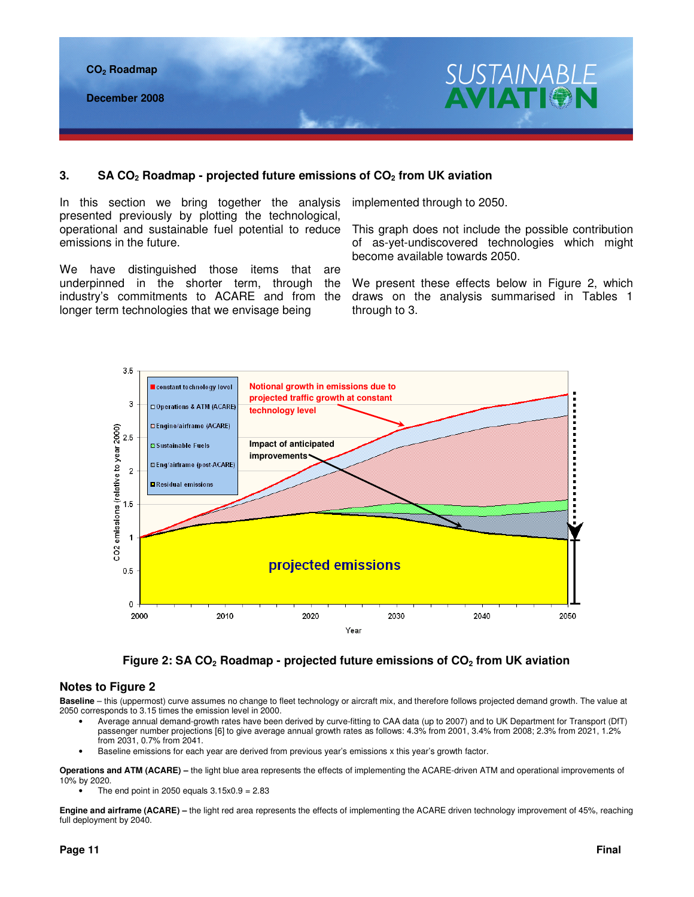## 3. SA $CO_2$ Roadmap - projected future emissions of $CO_2$ from UK aviation

In this section we bring together the analysis presented previously by plotting the technological, operational and sustainable fuel potential to reduce emissions in the future.

We have distinguished those items that are underpinned in the shorter term, through the industry's commitments to ACARE and from the longer term technologies that we envisage being implemented through to 2050.

This graph does not include the possible contribution of as-yet-undiscovered technologies which might become available towards 2050.

We present these effects below in Figure 2, which draws on the analysis summarised in Tables 1 through to 3.

**Figure 2: SA $CO_2$ Roadmap - projected future emissions of $CO_2$ from UK aviation**

### Notes to Figure 2

**Baseline** – this (uppermost) curve assumes no change to fleet technology or aircraft mix, and therefore follows projected demand growth. The value at 2050 corresponds to 3.15 times the emission level in 2000.

- Average annual demand-growth rates have been derived by curve-fitting to CAA data (up to 2007) and to UK Department for Transport (DfT) passenger number projections [6] to give average annual growth rates as follows: 4.3% from 2001, 3.4% from 2008; 2.3% from 2021, 1.2% from 2031, 0.7% from 2041.
- Baseline emissions for each year are derived from previous year's emissions x this year's growth factor.

**Operations and ATM (ACARE) –** the light blue area represents the effects of implementing the ACARE-driven ATM and operational improvements of 10% by 2020.

- The end point in 2050 equals 3.15x0.9 = 2.83

**Engine and airframe (ACARE) –** the light red area represents the effects of implementing the ACARE driven technology improvement of 45%, reaching full deployment by 2040.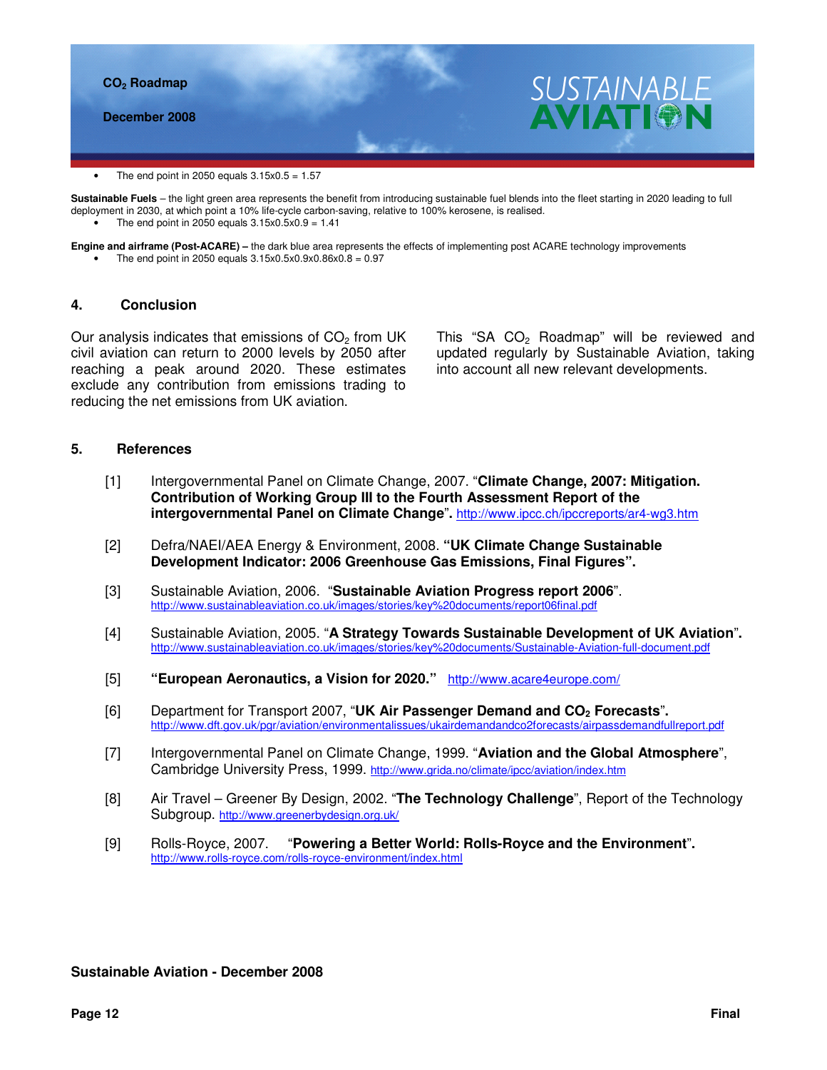- The end point in 2050 equals 3.15x0.5 = 1.57

**Sustainable Fuels** – the light green area represents the benefit from introducing sustainable fuel blends into the fleet starting in 2020 leading to full deployment in 2030, at which point a 10% life-cycle carbon-saving, relative to 100% kerosene, is realised.

- The end point in 2050 equals 3.15x0.5x0.9 = 1.41

**Engine and airframe (Post-ACARE) –** the dark blue area represents the effects of implementing post ACARE technology improvements

- The end point in 2050 equals 3.15x0.5x0.9x0.86x0.8 = 0.97

## 4. Conclusion

Our analysis indicates that emissions of $CO_2$ from UK civil aviation can return to 2000 levels by 2050 after reaching a peak around 2020. These estimates exclude any contribution from emissions trading to reducing the net emissions from UK aviation.

This "SA $CO_2$ Roadmap" will be reviewed and updated regularly by Sustainable Aviation, taking into account all new relevant developments.

## 5. References

[1] Intergovernmental Panel on Climate Change, 2007. "**Climate Change, 2007: Mitigation. Contribution of Working Group III to the Fourth Assessment Report of the intergovernmental Panel on Climate Change**". http://www.ipcc.ch/ipccreports/ar4-wg3.htm

[2] Defra/NAEI/AEA Energy & Environment, 2008. **"UK Climate Change Sustainable Development Indicator: 2006 Greenhouse Gas Emissions, Final Figures".**

[3] Sustainable Aviation, 2006. "**Sustainable Aviation Progress report 2006**". http://www.sustainableaviation.co.uk/images/stories/key%20documents/report06final.pdf

[4] Sustainable Aviation, 2005. "**A Strategy Towards Sustainable Development of UK Aviation**". http://www.sustainableaviation.co.uk/images/stories/key%20documents/Sustainable-Aviation-full-document.pdf

[5] **"European Aeronautics, a Vision for 2020."** http://www.acare4europe.com/

[6] Department for Transport 2007, "**UK Air Passenger Demand and $CO_2$ Forecasts**". http://www.dft.gov.uk/pgr/aviation/environmentalissues/ukairdemandandco2forecasts/airpassdemandfullreport.pdf

[7] Intergovernmental Panel on Climate Change, 1999. "**Aviation and the Global Atmosphere**", Cambridge University Press, 1999. http://www.grida.no/climate/ipcc/aviation/index.htm

[8] Air Travel – Greener By Design, 2002. "**The Technology Challenge**", Report of the Technology Subgroup. http://www.greenerbydesign.org.uk/

[9] Rolls-Royce, 2007. "**Powering a Better World: Rolls-Royce and the Environment**". http://www.rolls-royce.com/rolls-royce-environment/index.html